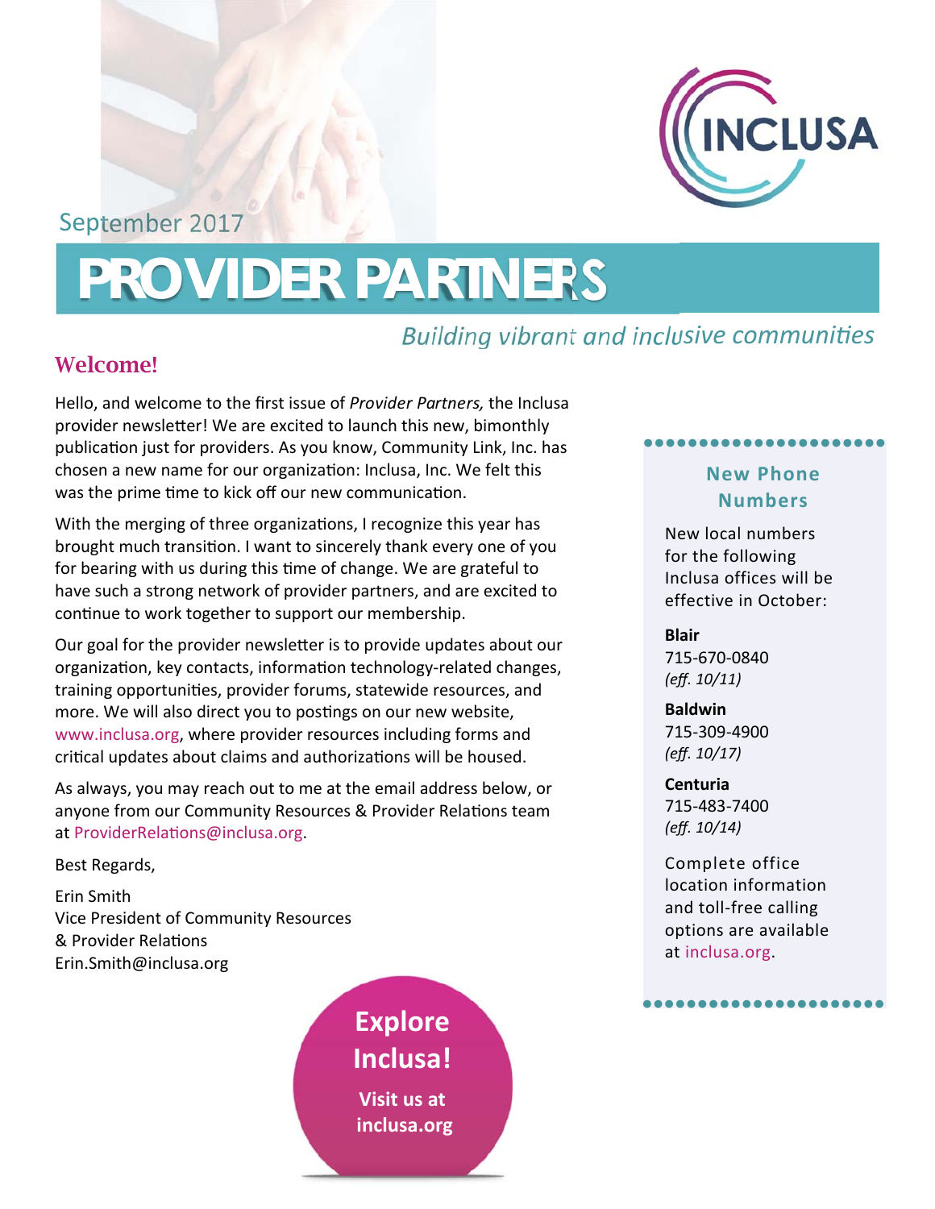September 2017

# PROVIDER PARTNERS

*Building vibrant and inclusive communities*

## Welcome!

Hello, and welcome to the first issue of *Provider Partners,* the Inclusa provider newsletter! We are excited to launch this new, bimonthly publication just for providers. As you know, Community Link, Inc. has chosen a new name for our organization: Inclusa, Inc. We felt this was the prime time to kick off our new communication.

With the merging of three organizations, I recognize this year has brought much transition. I want to sincerely thank every one of you for bearing with us during this time of change. We are grateful to have such a strong network of provider partners, and are excited to continue to work together to support our membership.

Our goal for the provider newsletter is to provide updates about our organization, key contacts, information technology-related changes, training opportunities, provider forums, statewide resources, and more. We will also direct you to postings on our new website, www.inclusa.org, where provider resources including forms and critical updates about claims and authorizations will be housed.

As always, you may reach out to me at the email address below, or anyone from our Community Resources & Provider Relations team at ProviderRelations@inclusa.org.

Best Regards,

Erin Smith
Vice President of Community Resources
& Provider Relations
Erin.Smith@inclusa.org

**Explore Inclusa!**

**Visit us at inclusa.org**

### New Phone Numbers

New local numbers for the following Inclusa offices will be effective in October:

**Blair**
715-670-0840
*(eff. 10/11)*

**Baldwin**
715-309-4900
*(eff. 10/17)*

**Centuria**
715-483-7400
*(eff. 10/14)*

Complete office location information and toll-free calling options are available at inclusa.org.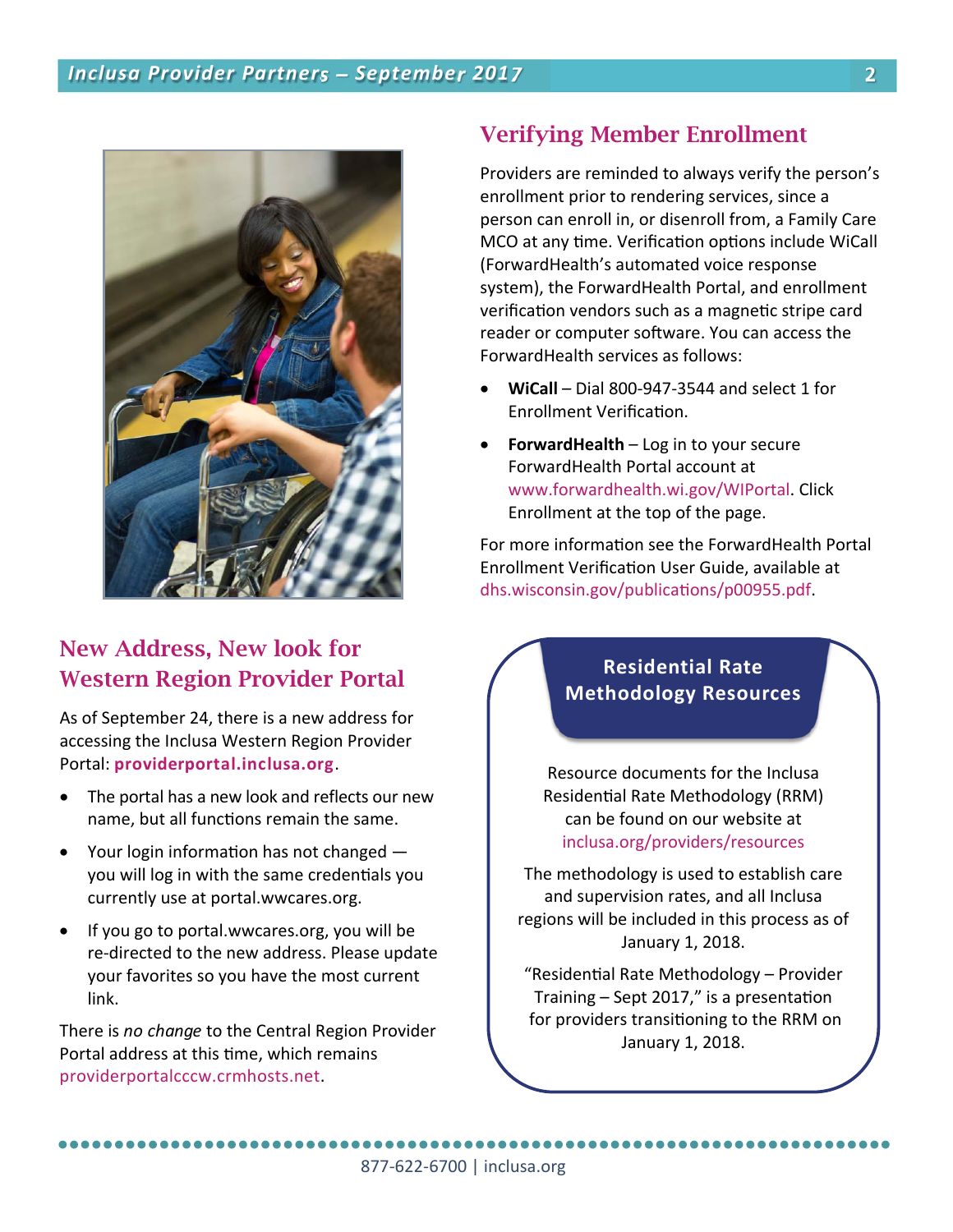## New Address, New look for Western Region Provider Portal

As of September 24, there is a new address for accessing the Inclusa Western Region Provider Portal: **providerportal.inclusa.org**.

- The portal has a new look and reflects our new name, but all functions remain the same.
- Your login information has not changed — you will log in with the same credentials you currently use at portal.wwcares.org.
- If you go to portal.wwcares.org, you will be re-directed to the new address. Please update your favorites so you have the most current link.

There is *no change* to the Central Region Provider Portal address at this time, which remains providerportalcccw.crmhosts.net.

## Verifying Member Enrollment

Providers are reminded to always verify the person's enrollment prior to rendering services, since a person can enroll in, or disenroll from, a Family Care MCO at any time. Verification options include WiCall (ForwardHealth's automated voice response system), the ForwardHealth Portal, and enrollment verification vendors such as a magnetic stripe card reader or computer software. You can access the ForwardHealth services as follows:

- **WiCall** – Dial 800-947-3544 and select 1 for Enrollment Verification.
- **ForwardHealth** – Log in to your secure ForwardHealth Portal account at www.forwardhealth.wi.gov/WIPortal. Click Enrollment at the top of the page.

For more information see the ForwardHealth Portal Enrollment Verification User Guide, available at dhs.wisconsin.gov/publications/p00955.pdf.

### Residential Rate Methodology Resources

Resource documents for the Inclusa Residential Rate Methodology (RRM) can be found on our website at inclusa.org/providers/resources

The methodology is used to establish care and supervision rates, and all Inclusa regions will be included in this process as of January 1, 2018.

"Residential Rate Methodology – Provider Training – Sept 2017," is a presentation for providers transitioning to the RRM on January 1, 2018.

877-622-6700 | inclusa.org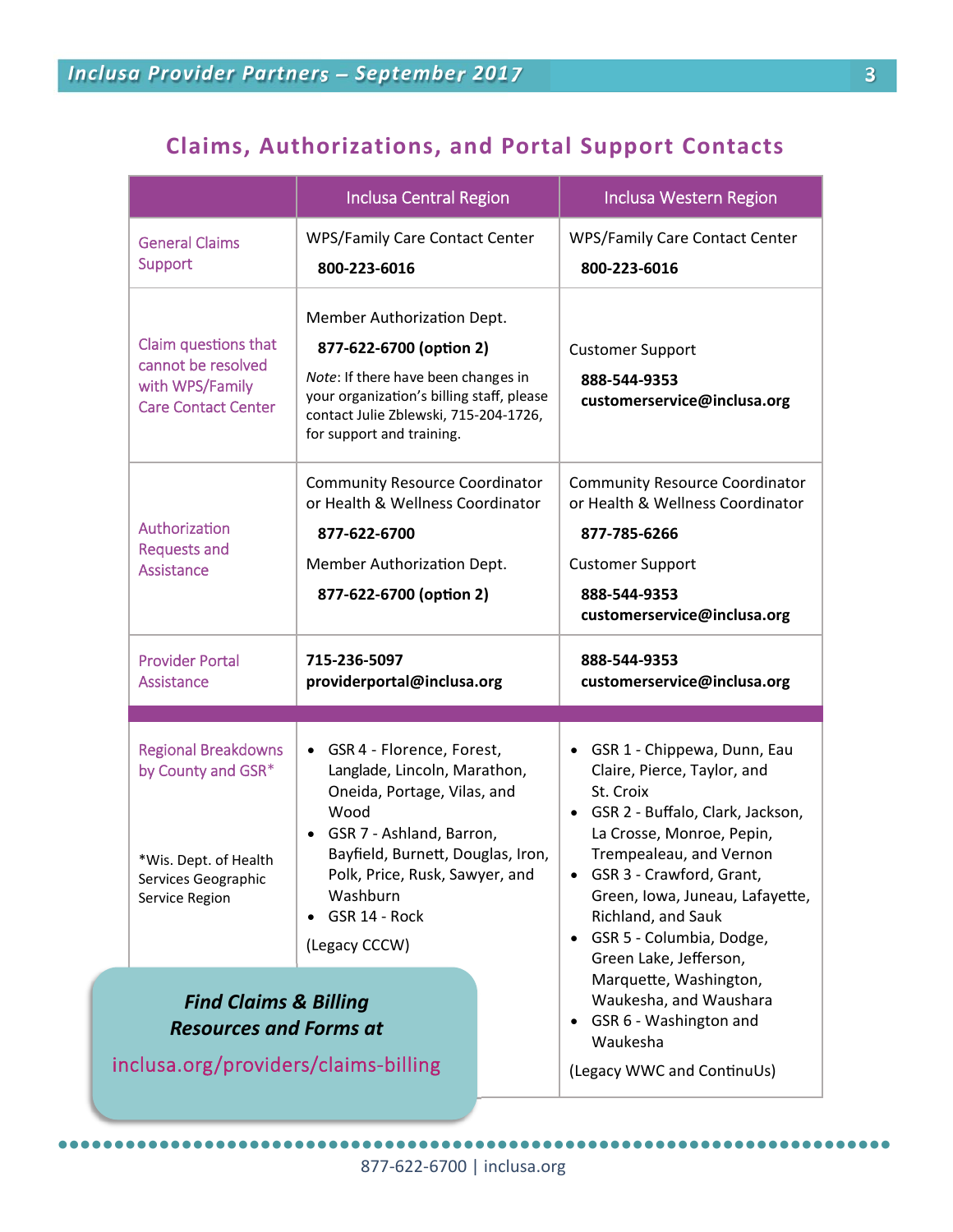## Claims, Authorizations, and Portal Support Contacts

| | Inclusa Central Region | Inclusa Western Region |
|---|---|---|
| General Claims Support | WPS/Family Care Contact Center<br>**800-223-6016** | WPS/Family Care Contact Center<br>**800-223-6016** |
| Claim questions that cannot be resolved with WPS/Family Care Contact Center | Member Authorization Dept.<br>**877-622-6700 (option 2)**<br>*Note*: If there have been changes in your organization's billing staff, please contact Julie Zblewski, 715-204-1726, for support and training. | Customer Support<br>**888-544-9353**<br>**customerservice@inclusa.org** |
| Authorization Requests and Assistance | Community Resource Coordinator or Health & Wellness Coordinator<br>**877-622-6700**<br>Member Authorization Dept.<br>**877-622-6700 (option 2)** | Community Resource Coordinator or Health & Wellness Coordinator<br>**877-785-6266**<br>Customer Support<br>**888-544-9353**<br>**customerservice@inclusa.org** |
| Provider Portal Assistance | **715-236-5097**<br>**providerportal@inclusa.org** | **888-544-9353**<br>**customerservice@inclusa.org** |
| Regional Breakdowns by County and GSR*<br><br>*Wis. Dept. of Health Services Geographic Service Region | • GSR 4 - Florence, Forest, Langlade, Lincoln, Marathon, Oneida, Portage, Vilas, and Wood<br>• GSR 7 - Ashland, Barron, Bayfield, Burnett, Douglas, Iron, Polk, Price, Rusk, Sawyer, and Washburn<br>• GSR 14 - Rock<br>(Legacy CCCW) | • GSR 1 - Chippewa, Dunn, Eau Claire, Pierce, Taylor, and St. Croix<br>• GSR 2 - Buffalo, Clark, Jackson, La Crosse, Monroe, Pepin, Trempealeau, and Vernon<br>• GSR 3 - Crawford, Grant, Green, Iowa, Juneau, Lafayette, Richland, and Sauk<br>• GSR 5 - Columbia, Dodge, Green Lake, Jefferson, Marquette, Washington, Waukesha, and Waushara<br>• GSR 6 - Washington and Waukesha<br>(Legacy WWC and ContinuUs) |

***Find Claims & Billing Resources and Forms at***

inclusa.org/providers/claims-billing

877-622-6700 | inclusa.org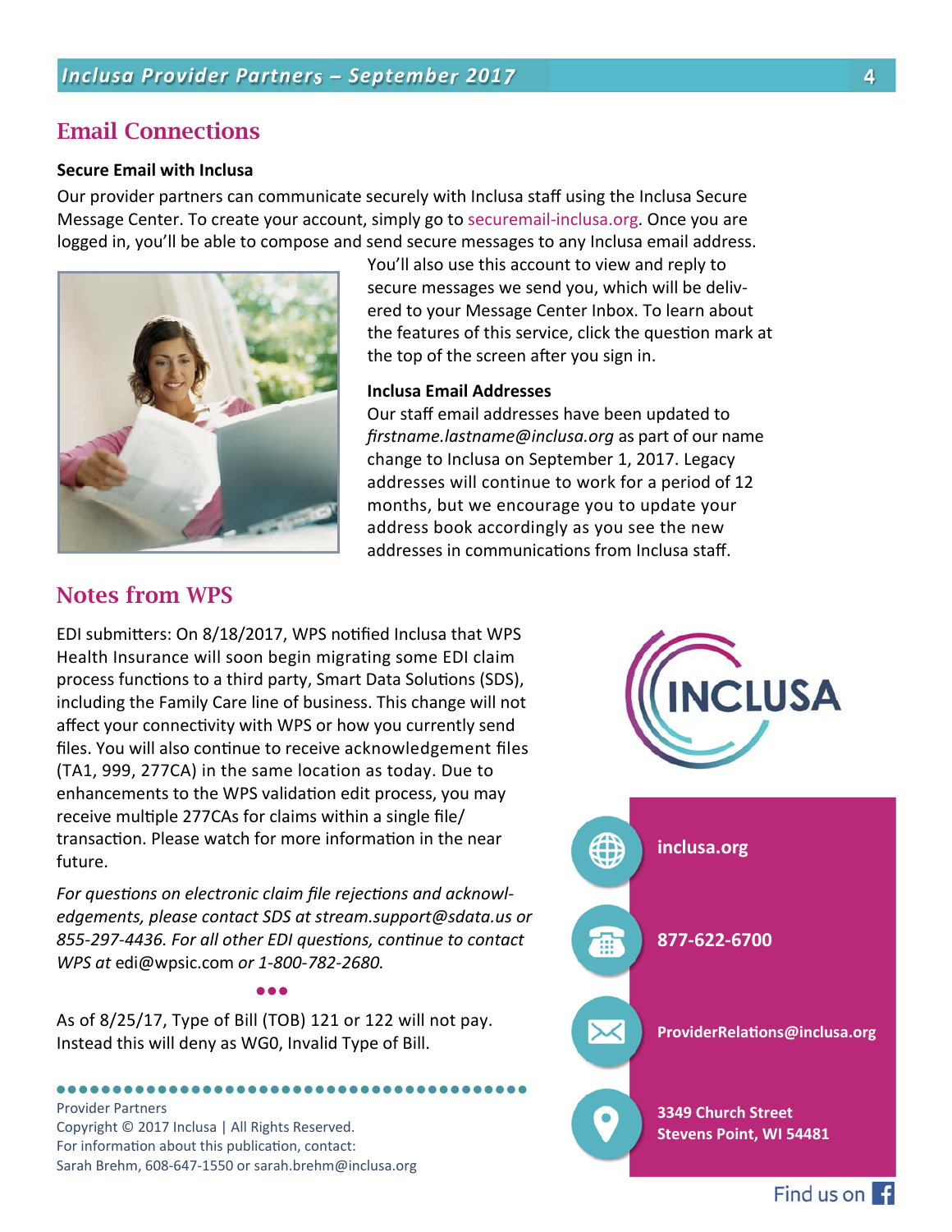## Email Connections

**Secure Email with Inclusa**

Our provider partners can communicate securely with Inclusa staff using the Inclusa Secure Message Center. To create your account, simply go to securemail-inclusa.org. Once you are logged in, you'll be able to compose and send secure messages to any Inclusa email address. You'll also use this account to view and reply to secure messages we send you, which will be delivered to your Message Center Inbox. To learn about the features of this service, click the question mark at the top of the screen after you sign in.

**Inclusa Email Addresses**

Our staff email addresses have been updated to *firstname.lastname@inclusa.org* as part of our name change to Inclusa on September 1, 2017. Legacy addresses will continue to work for a period of 12 months, but we encourage you to update your address book accordingly as you see the new addresses in communications from Inclusa staff.

## Notes from WPS

EDI submitters: On 8/18/2017, WPS notified Inclusa that WPS Health Insurance will soon begin migrating some EDI claim process functions to a third party, Smart Data Solutions (SDS), including the Family Care line of business. This change will not affect your connectivity with WPS or how you currently send files. You will also continue to receive acknowledgement files (TA1, 999, 277CA) in the same location as today. Due to enhancements to the WPS validation edit process, you may receive multiple 277CAs for claims within a single file/transaction. Please watch for more information in the near future.

*For questions on electronic claim file rejections and acknowledgements, please contact SDS at stream.support@sdata.us or 855-297-4436. For all other EDI questions, continue to contact WPS at* edi@wpsic.com *or 1-800-782-2680.*

•••

As of 8/25/17, Type of Bill (TOB) 121 or 122 will not pay. Instead this will deny as WG0, Invalid Type of Bill.

INCLUSA

inclusa.org

877-622-6700

ProviderRelations@inclusa.org

3349 Church Street
Stevens Point, WI 54481

Find us on Facebook

Provider Partners
Copyright © 2017 Inclusa | All Rights Reserved.
For information about this publication, contact:
Sarah Brehm, 608-647-1550 or sarah.brehm@inclusa.org